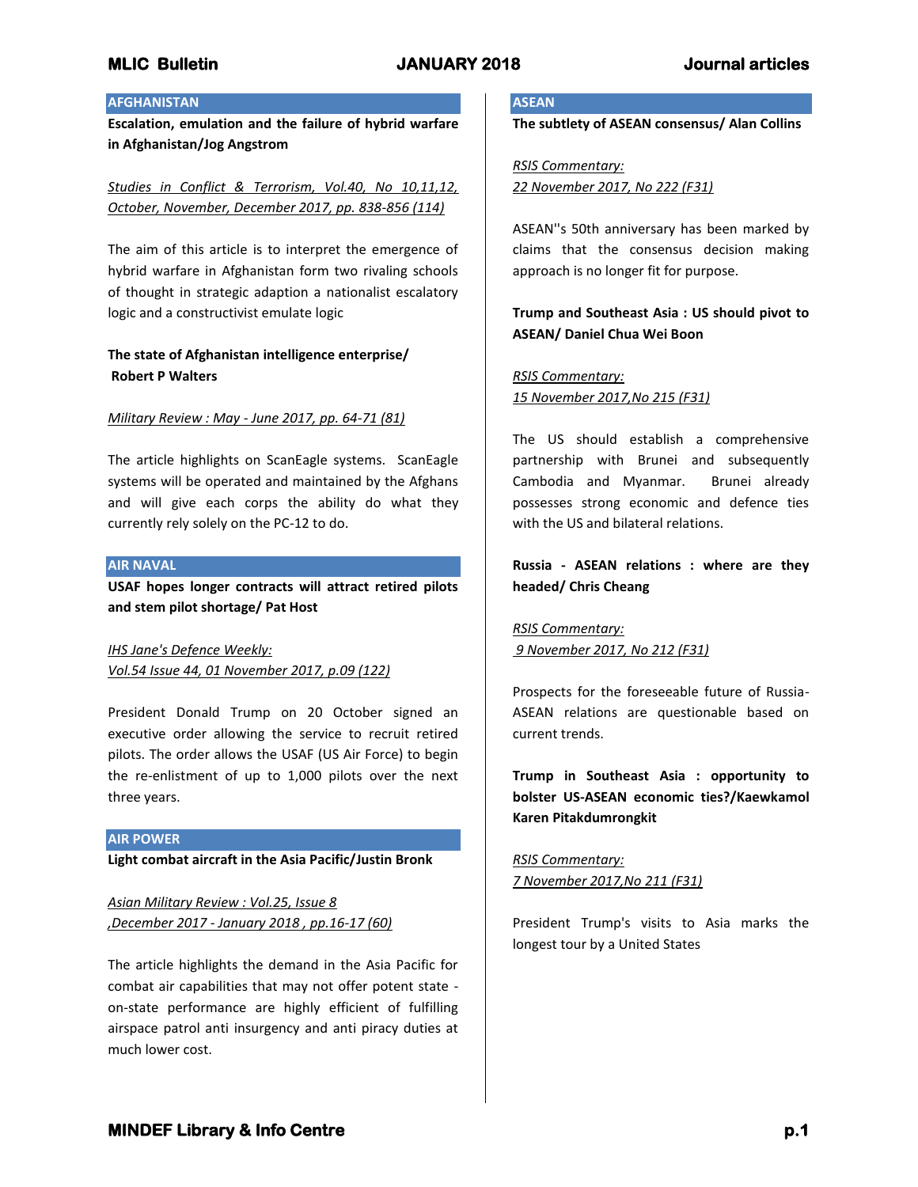## AFGHANISTAN

**Escalation, emulation and the failure of hybrid warfare in Afghanistan/Jog Angstrom**

*Studies in Conflict & Terrorism, Vol.40, No 10,11,12, October, November, December 2017, pp. 838-856 (114)*

The aim of this article is to interpret the emergence of hybrid warfare in Afghanistan form two rivaling schools of thought in strategic adaption a nationalist escalatory logic and a constructivist emulate logic

**The state of Afghanistan intelligence enterprise/ Robert P Walters**

*Military Review : May - June 2017, pp. 64-71 (81)*

The article highlights on ScanEagle systems. ScanEagle systems will be operated and maintained by the Afghans and will give each corps the ability do what they currently rely solely on the PC-12 to do.

## AIR NAVAL

**USAF hopes longer contracts will attract retired pilots and stem pilot shortage/ Pat Host**

*IHS Jane's Defence Weekly: Vol.54 Issue 44, 01 November 2017, p.09 (122)*

President Donald Trump on 20 October signed an executive order allowing the service to recruit retired pilots. The order allows the USAF (US Air Force) to begin the re-enlistment of up to 1,000 pilots over the next three years.

## AIR POWER

**Light combat aircraft in the Asia Pacific/Justin Bronk**

*Asian Military Review : Vol.25, Issue 8 ,December 2017 - January 2018 , pp.16-17 (60)*

The article highlights the demand in the Asia Pacific for combat air capabilities that may not offer potent state -on-state performance are highly efficient of fulfilling airspace patrol anti insurgency and anti piracy duties at much lower cost.

## ASEAN

**The subtlety of ASEAN consensus/ Alan Collins**

*RSIS Commentary: 22 November 2017, No 222 (F31)*

ASEAN''s 50th anniversary has been marked by claims that the consensus decision making approach is no longer fit for purpose.

**Trump and Southeast Asia : US should pivot to ASEAN/ Daniel Chua Wei Boon**

*RSIS Commentary: 15 November 2017,No 215 (F31)*

The US should establish a comprehensive partnership with Brunei and subsequently Cambodia and Myanmar. Brunei already possesses strong economic and defence ties with the US and bilateral relations.

**Russia - ASEAN relations : where are they headed/ Chris Cheang**

*RSIS Commentary: 9 November 2017, No 212 (F31)*

Prospects for the foreseeable future of Russia-ASEAN relations are questionable based on current trends.

**Trump in Southeast Asia : opportunity to bolster US-ASEAN economic ties?/Kaewkamol Karen Pitakdumrongkit**

*RSIS Commentary: 7 November 2017,No 211 (F31)*

President Trump's visits to Asia marks the longest tour by a United States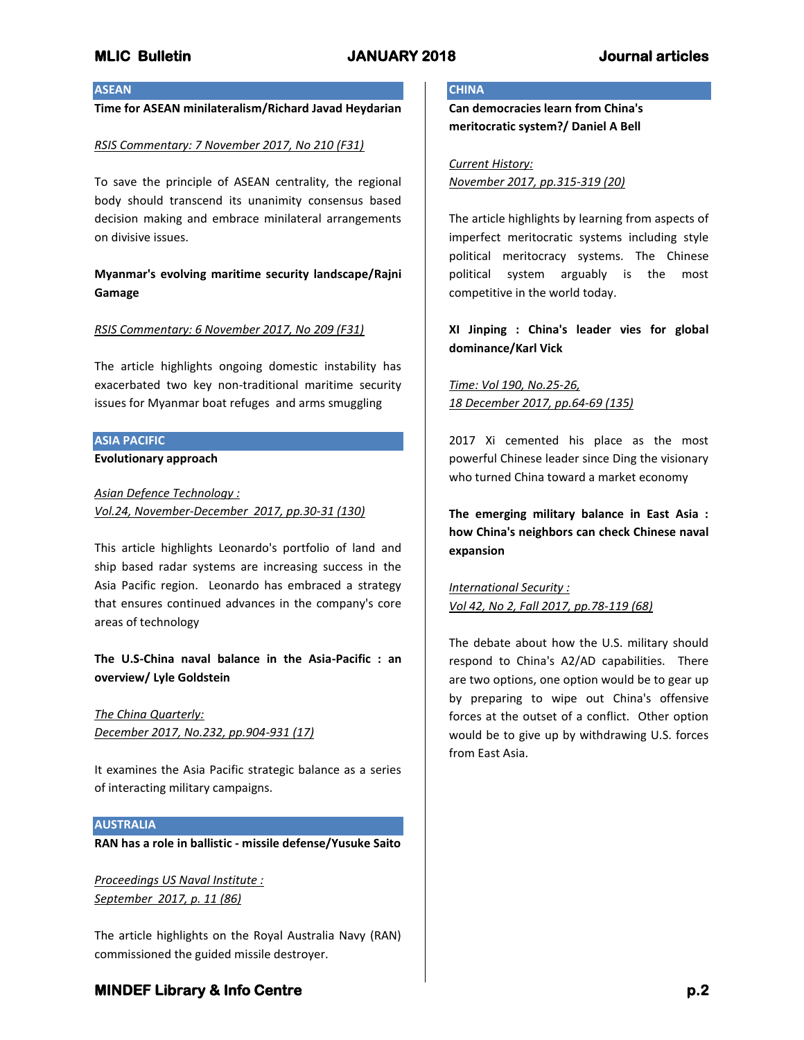## ASEAN

**Time for ASEAN minilateralism/Richard Javad Heydarian**

*RSIS Commentary: 7 November 2017, No 210 (F31)*

To save the principle of ASEAN centrality, the regional body should transcend its unanimity consensus based decision making and embrace minilateral arrangements on divisive issues.

**Myanmar's evolving maritime security landscape/Rajni Gamage**

*RSIS Commentary: 6 November 2017, No 209 (F31)*

The article highlights ongoing domestic instability has exacerbated two key non-traditional maritime security issues for Myanmar boat refuges and arms smuggling

## ASIA PACIFIC

**Evolutionary approach**

*Asian Defence Technology : Vol.24, November-December 2017, pp.30-31 (130)*

This article highlights Leonardo's portfolio of land and ship based radar systems are increasing success in the Asia Pacific region. Leonardo has embraced a strategy that ensures continued advances in the company's core areas of technology

**The U.S-China naval balance in the Asia-Pacific : an overview/ Lyle Goldstein**

*The China Quarterly: December 2017, No.232, pp.904-931 (17)*

It examines the Asia Pacific strategic balance as a series of interacting military campaigns.

## AUSTRALIA

**RAN has a role in ballistic - missile defense/Yusuke Saito**

*Proceedings US Naval Institute : September 2017, p. 11 (86)*

The article highlights on the Royal Australia Navy (RAN) commissioned the guided missile destroyer.

## CHINA

**Can democracies learn from China's meritocratic system?/ Daniel A Bell**

*Current History: November 2017, pp.315-319 (20)*

The article highlights by learning from aspects of imperfect meritocratic systems including style political meritocracy systems. The Chinese political system arguably is the most competitive in the world today.

**XI Jinping : China's leader vies for global dominance/Karl Vick**

*Time: Vol 190, No.25-26, 18 December 2017, pp.64-69 (135)*

2017 Xi cemented his place as the most powerful Chinese leader since Ding the visionary who turned China toward a market economy

**The emerging military balance in East Asia : how China's neighbors can check Chinese naval expansion**

*International Security : Vol 42, No 2, Fall 2017, pp.78-119 (68)*

The debate about how the U.S. military should respond to China's A2/AD capabilities. There are two options, one option would be to gear up by preparing to wipe out China's offensive forces at the outset of a conflict. Other option would be to give up by withdrawing U.S. forces from East Asia.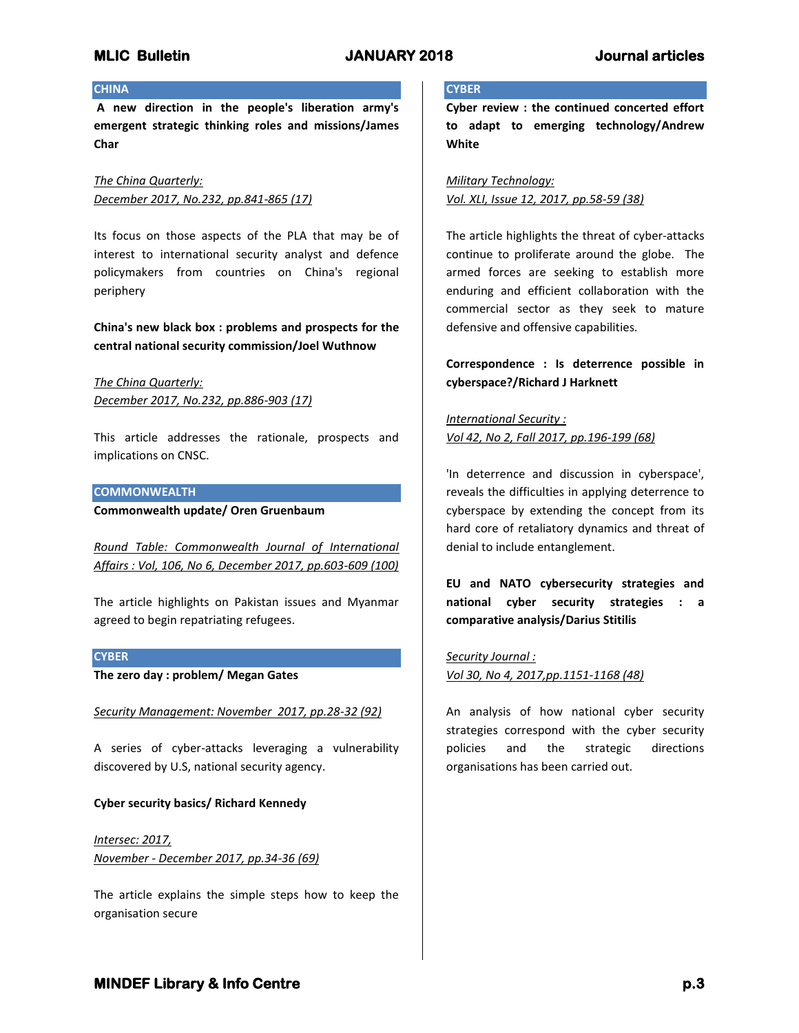## CHINA

**A new direction in the people's liberation army's emergent strategic thinking roles and missions/James Char**

*The China Quarterly:*
*December 2017, No.232, pp.841-865 (17)*

Its focus on those aspects of the PLA that may be of interest to international security analyst and defence policymakers from countries on China's regional periphery

**China's new black box : problems and prospects for the central national security commission/Joel Wuthnow**

*The China Quarterly:*
*December 2017, No.232, pp.886-903 (17)*

This article addresses the rationale, prospects and implications on CNSC.

## COMMONWEALTH

**Commonwealth update/ Oren Gruenbaum**

*Round Table: Commonwealth Journal of International Affairs : Vol, 106, No 6, December 2017, pp.603-609 (100)*

The article highlights on Pakistan issues and Myanmar agreed to begin repatriating refugees.

## CYBER

**The zero day : problem/ Megan Gates**

*Security Management: November 2017, pp.28-32 (92)*

A series of cyber-attacks leveraging a vulnerability discovered by U.S, national security agency.

**Cyber security basics/ Richard Kennedy**

*Intersec: 2017,*
*November - December 2017, pp.34-36 (69)*

The article explains the simple steps how to keep the organisation secure

## CYBER

**Cyber review : the continued concerted effort to adapt to emerging technology/Andrew White**

*Military Technology:*
*Vol. XLI, Issue 12, 2017, pp.58-59 (38)*

The article highlights the threat of cyber-attacks continue to proliferate around the globe. The armed forces are seeking to establish more enduring and efficient collaboration with the commercial sector as they seek to mature defensive and offensive capabilities.

**Correspondence : Is deterrence possible in cyberspace?/Richard J Harknett**

*International Security :*
*Vol 42, No 2, Fall 2017, pp.196-199 (68)*

'In deterrence and discussion in cyberspace', reveals the difficulties in applying deterrence to cyberspace by extending the concept from its hard core of retaliatory dynamics and threat of denial to include entanglement.

**EU and NATO cybersecurity strategies and national cyber security strategies : a comparative analysis/Darius Stitilis**

*Security Journal :*
*Vol 30, No 4, 2017,pp.1151-1168 (48)*

An analysis of how national cyber security strategies correspond with the cyber security policies and the strategic directions organisations has been carried out.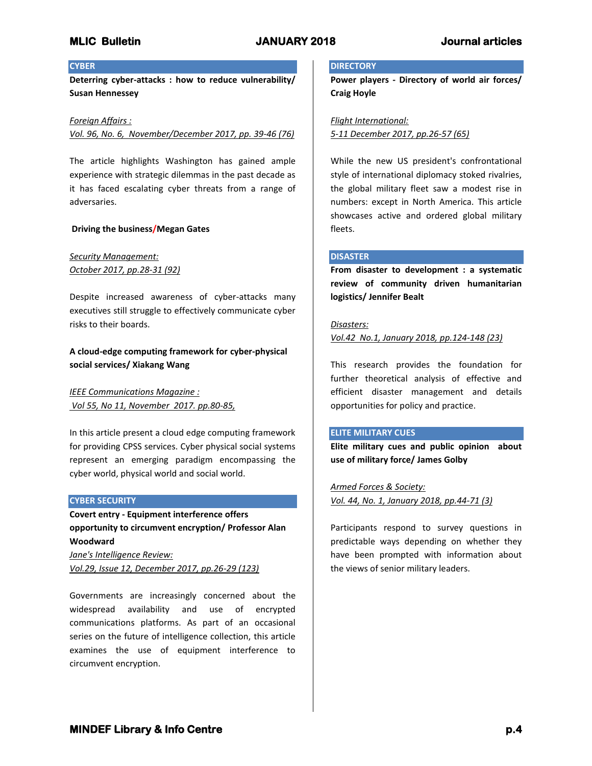## CYBER

**Deterring cyber-attacks : how to reduce vulnerability/ Susan Hennessey**

*Foreign Affairs :*
*Vol. 96, No. 6, November/December 2017, pp. 39-46 (76)*

The article highlights Washington has gained ample experience with strategic dilemmas in the past decade as it has faced escalating cyber threats from a range of adversaries.

**Driving the business/Megan Gates**

*Security Management:*
*October 2017, pp.28-31 (92)*

Despite increased awareness of cyber-attacks many executives still struggle to effectively communicate cyber risks to their boards.

**A cloud-edge computing framework for cyber-physical social services/ Xiakang Wang**

*IEEE Communications Magazine :*
*Vol 55, No 11, November 2017. pp.80-85,*

In this article present a cloud edge computing framework for providing CPSS services. Cyber physical social systems represent an emerging paradigm encompassing the cyber world, physical world and social world.

## CYBER SECURITY

**Covert entry - Equipment interference offers opportunity to circumvent encryption/ Professor Alan Woodward**

*Jane's Intelligence Review:*
*Vol.29, Issue 12, December 2017, pp.26-29 (123)*

Governments are increasingly concerned about the widespread availability and use of encrypted communications platforms. As part of an occasional series on the future of intelligence collection, this article examines the use of equipment interference to circumvent encryption.

## DIRECTORY

**Power players - Directory of world air forces/ Craig Hoyle**

*Flight International:*
*5-11 December 2017, pp.26-57 (65)*

While the new US president's confrontational style of international diplomacy stoked rivalries, the global military fleet saw a modest rise in numbers: except in North America. This article showcases active and ordered global military fleets.

## DISASTER

**From disaster to development : a systematic review of community driven humanitarian logistics/ Jennifer Bealt**

*Disasters:*
*Vol.42 No.1, January 2018, pp.124-148 (23)*

This research provides the foundation for further theoretical analysis of effective and efficient disaster management and details opportunities for policy and practice.

## ELITE MILITARY CUES

**Elite military cues and public opinion about use of military force/ James Golby**

*Armed Forces & Society:*
*Vol. 44, No. 1, January 2018, pp.44-71 (3)*

Participants respond to survey questions in predictable ways depending on whether they have been prompted with information about the views of senior military leaders.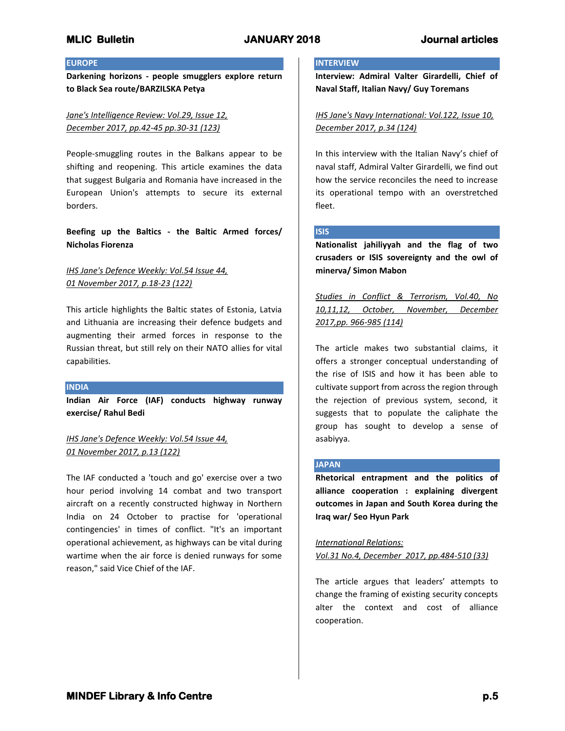## EUROPE

**Darkening horizons - people smugglers explore return to Black Sea route/BARZILSKA Petya**

*Jane's Intelligence Review: Vol.29, Issue 12, December 2017, pp.42-45 pp.30-31 (123)*

People-smuggling routes in the Balkans appear to be shifting and reopening. This article examines the data that suggest Bulgaria and Romania have increased in the European Union's attempts to secure its external borders.

**Beefing up the Baltics - the Baltic Armed forces/ Nicholas Fiorenza**

*IHS Jane's Defence Weekly: Vol.54 Issue 44, 01 November 2017, p.18-23 (122)*

This article highlights the Baltic states of Estonia, Latvia and Lithuania are increasing their defence budgets and augmenting their armed forces in response to the Russian threat, but still rely on their NATO allies for vital capabilities.

## INDIA

**Indian Air Force (IAF) conducts highway runway exercise/ Rahul Bedi**

*IHS Jane's Defence Weekly: Vol.54 Issue 44, 01 November 2017, p.13 (122)*

The IAF conducted a 'touch and go' exercise over a two hour period involving 14 combat and two transport aircraft on a recently constructed highway in Northern India on 24 October to practise for 'operational contingencies' in times of conflict. "It's an important operational achievement, as highways can be vital during wartime when the air force is denied runways for some reason," said Vice Chief of the IAF.

## INTERVIEW

**Interview: Admiral Valter Girardelli, Chief of Naval Staff, Italian Navy/ Guy Toremans**

*IHS Jane's Navy International: Vol.122, Issue 10, December 2017, p.34 (124)*

In this interview with the Italian Navy's chief of naval staff, Admiral Valter Girardelli, we find out how the service reconciles the need to increase its operational tempo with an overstretched fleet.

## ISIS

**Nationalist jahiliyyah and the flag of two crusaders or ISIS sovereignty and the owl of minerva/ Simon Mabon**

*Studies in Conflict & Terrorism, Vol.40, No 10,11,12, October, November, December 2017,pp. 966-985 (114)*

The article makes two substantial claims, it offers a stronger conceptual understanding of the rise of ISIS and how it has been able to cultivate support from across the region through the rejection of previous system, second, it suggests that to populate the caliphate the group has sought to develop a sense of asabiyya.

## JAPAN

**Rhetorical entrapment and the politics of alliance cooperation : explaining divergent outcomes in Japan and South Korea during the Iraq war/ Seo Hyun Park**

*International Relations: Vol.31 No.4, December 2017, pp.484-510 (33)*

The article argues that leaders' attempts to change the framing of existing security concepts alter the context and cost of alliance cooperation.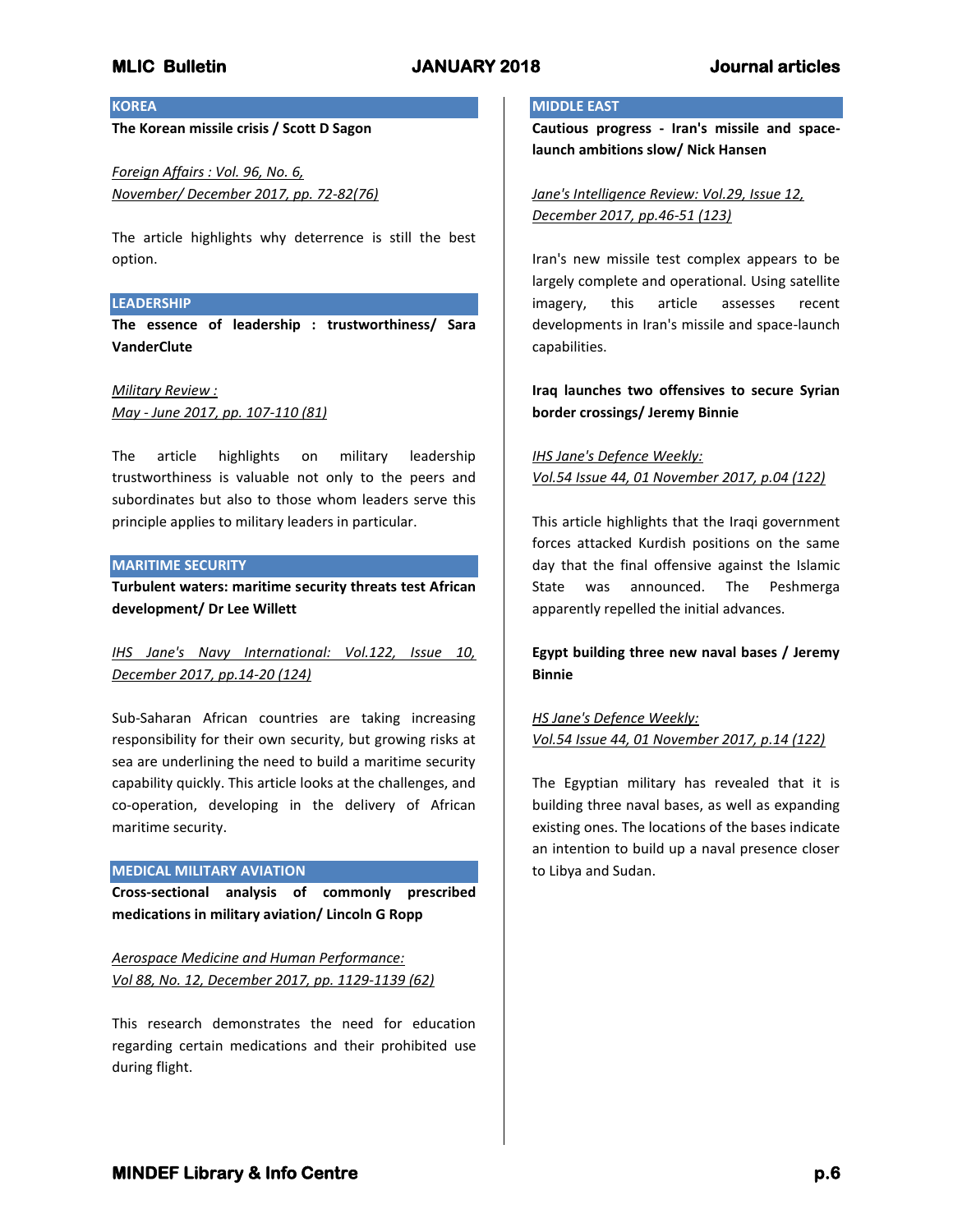## KOREA

**The Korean missile crisis / Scott D Sagon**

*Foreign Affairs : Vol. 96, No. 6, November/ December 2017, pp. 72-82(76)*

The article highlights why deterrence is still the best option.

## LEADERSHIP

**The essence of leadership : trustworthiness/ Sara VanderClute**

*Military Review : May - June 2017, pp. 107-110 (81)*

The article highlights on military leadership trustworthiness is valuable not only to the peers and subordinates but also to those whom leaders serve this principle applies to military leaders in particular.

## MARITIME SECURITY

**Turbulent waters: maritime security threats test African development/ Dr Lee Willett**

*IHS Jane's Navy International: Vol.122, Issue 10, December 2017, pp.14-20 (124)*

Sub-Saharan African countries are taking increasing responsibility for their own security, but growing risks at sea are underlining the need to build a maritime security capability quickly. This article looks at the challenges, and co-operation, developing in the delivery of African maritime security.

## MEDICAL MILITARY AVIATION

**Cross-sectional analysis of commonly prescribed medications in military aviation/ Lincoln G Ropp**

*Aerospace Medicine and Human Performance: Vol 88, No. 12, December 2017, pp. 1129-1139 (62)*

This research demonstrates the need for education regarding certain medications and their prohibited use during flight.

## MIDDLE EAST

**Cautious progress - Iran's missile and space-launch ambitions slow/ Nick Hansen**

*Jane's Intelligence Review: Vol.29, Issue 12, December 2017, pp.46-51 (123)*

Iran's new missile test complex appears to be largely complete and operational. Using satellite imagery, this article assesses recent developments in Iran's missile and space-launch capabilities.

**Iraq launches two offensives to secure Syrian border crossings/ Jeremy Binnie**

*IHS Jane's Defence Weekly: Vol.54 Issue 44, 01 November 2017, p.04 (122)*

This article highlights that the Iraqi government forces attacked Kurdish positions on the same day that the final offensive against the Islamic State was announced. The Peshmerga apparently repelled the initial advances.

**Egypt building three new naval bases / Jeremy Binnie**

*HS Jane's Defence Weekly: Vol.54 Issue 44, 01 November 2017, p.14 (122)*

The Egyptian military has revealed that it is building three naval bases, as well as expanding existing ones. The locations of the bases indicate an intention to build up a naval presence closer to Libya and Sudan.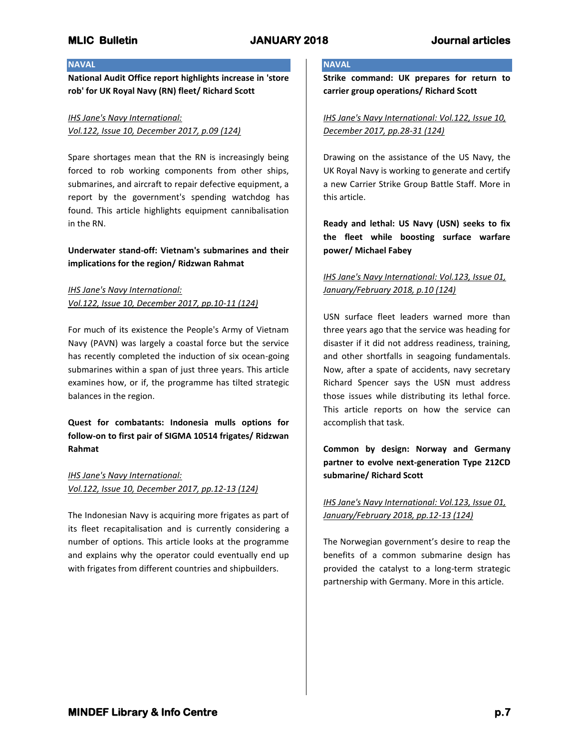## NAVAL

**National Audit Office report highlights increase in 'store rob' for UK Royal Navy (RN) fleet/ Richard Scott**

*IHS Jane's Navy International: Vol.122, Issue 10, December 2017, p.09 (124)*

Spare shortages mean that the RN is increasingly being forced to rob working components from other ships, submarines, and aircraft to repair defective equipment, a report by the government's spending watchdog has found. This article highlights equipment cannibalisation in the RN.

**Underwater stand-off: Vietnam's submarines and their implications for the region/ Ridzwan Rahmat**

*IHS Jane's Navy International: Vol.122, Issue 10, December 2017, pp.10-11 (124)*

For much of its existence the People's Army of Vietnam Navy (PAVN) was largely a coastal force but the service has recently completed the induction of six ocean-going submarines within a span of just three years. This article examines how, or if, the programme has tilted strategic balances in the region.

**Quest for combatants: Indonesia mulls options for follow-on to first pair of SIGMA 10514 frigates/ Ridzwan Rahmat**

*IHS Jane's Navy International: Vol.122, Issue 10, December 2017, pp.12-13 (124)*

The Indonesian Navy is acquiring more frigates as part of its fleet recapitalisation and is currently considering a number of options. This article looks at the programme and explains why the operator could eventually end up with frigates from different countries and shipbuilders.

## NAVAL

**Strike command: UK prepares for return to carrier group operations/ Richard Scott**

*IHS Jane's Navy International: Vol.122, Issue 10, December 2017, pp.28-31 (124)*

Drawing on the assistance of the US Navy, the UK Royal Navy is working to generate and certify a new Carrier Strike Group Battle Staff. More in this article.

**Ready and lethal: US Navy (USN) seeks to fix the fleet while boosting surface warfare power/ Michael Fabey**

*IHS Jane's Navy International: Vol.123, Issue 01, January/February 2018, p.10 (124)*

USN surface fleet leaders warned more than three years ago that the service was heading for disaster if it did not address readiness, training, and other shortfalls in seagoing fundamentals. Now, after a spate of accidents, navy secretary Richard Spencer says the USN must address those issues while distributing its lethal force. This article reports on how the service can accomplish that task.

**Common by design: Norway and Germany partner to evolve next-generation Type 212CD submarine/ Richard Scott**

*IHS Jane's Navy International: Vol.123, Issue 01, January/February 2018, pp.12-13 (124)*

The Norwegian government's desire to reap the benefits of a common submarine design has provided the catalyst to a long-term strategic partnership with Germany. More in this article.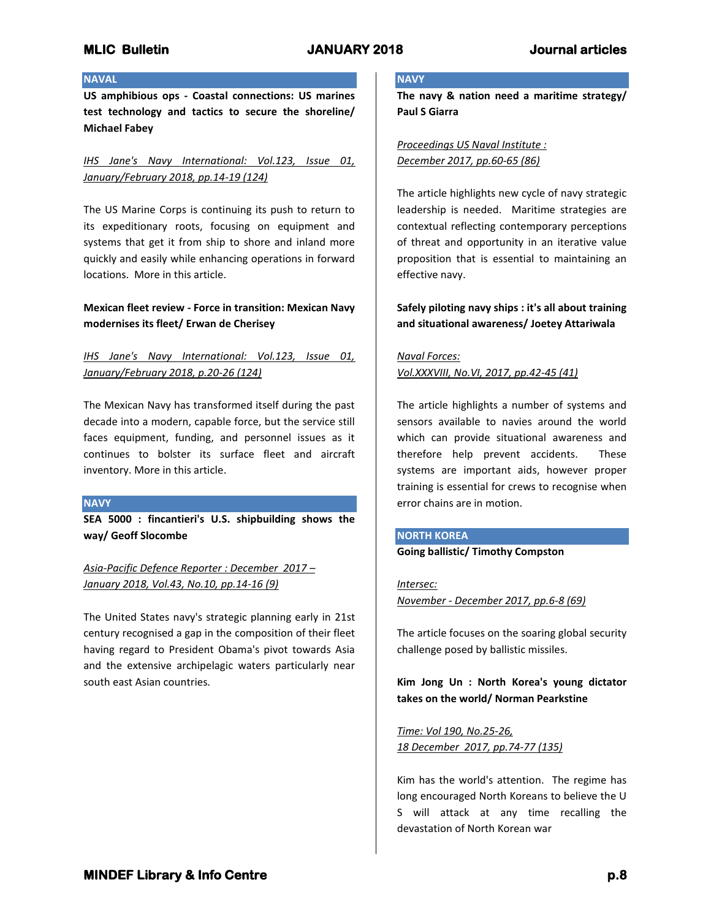## NAVAL

**US amphibious ops - Coastal connections: US marines test technology and tactics to secure the shoreline/ Michael Fabey**

*IHS Jane's Navy International: Vol.123, Issue 01, January/February 2018, pp.14-19 (124)*

The US Marine Corps is continuing its push to return to its expeditionary roots, focusing on equipment and systems that get it from ship to shore and inland more quickly and easily while enhancing operations in forward locations. More in this article.

**Mexican fleet review - Force in transition: Mexican Navy modernises its fleet/ Erwan de Cherisey**

*IHS Jane's Navy International: Vol.123, Issue 01, January/February 2018, p.20-26 (124)*

The Mexican Navy has transformed itself during the past decade into a modern, capable force, but the service still faces equipment, funding, and personnel issues as it continues to bolster its surface fleet and aircraft inventory. More in this article.

## NAVY

**SEA 5000 : fincantieri's U.S. shipbuilding shows the way/ Geoff Slocombe**

*Asia-Pacific Defence Reporter : December 2017 – January 2018, Vol.43, No.10, pp.14-16 (9)*

The United States navy's strategic planning early in 21st century recognised a gap in the composition of their fleet having regard to President Obama's pivot towards Asia and the extensive archipelagic waters particularly near south east Asian countries.

## NAVY

**The navy & nation need a maritime strategy/ Paul S Giarra**

*Proceedings US Naval Institute : December 2017, pp.60-65 (86)*

The article highlights new cycle of navy strategic leadership is needed. Maritime strategies are contextual reflecting contemporary perceptions of threat and opportunity in an iterative value proposition that is essential to maintaining an effective navy.

**Safely piloting navy ships : it's all about training and situational awareness/ Joetey Attariwala**

*Naval Forces: Vol.XXXVIII, No.VI, 2017, pp.42-45 (41)*

The article highlights a number of systems and sensors available to navies around the world which can provide situational awareness and therefore help prevent accidents. These systems are important aids, however proper training is essential for crews to recognise when error chains are in motion.

## NORTH KOREA

**Going ballistic/ Timothy Compston**

*Intersec: November - December 2017, pp.6-8 (69)*

The article focuses on the soaring global security challenge posed by ballistic missiles.

**Kim Jong Un : North Korea's young dictator takes on the world/ Norman Pearkstine**

*Time: Vol 190, No.25-26, 18 December 2017, pp.74-77 (135)*

Kim has the world's attention. The regime has long encouraged North Koreans to believe the U S will attack at any time recalling the devastation of North Korean war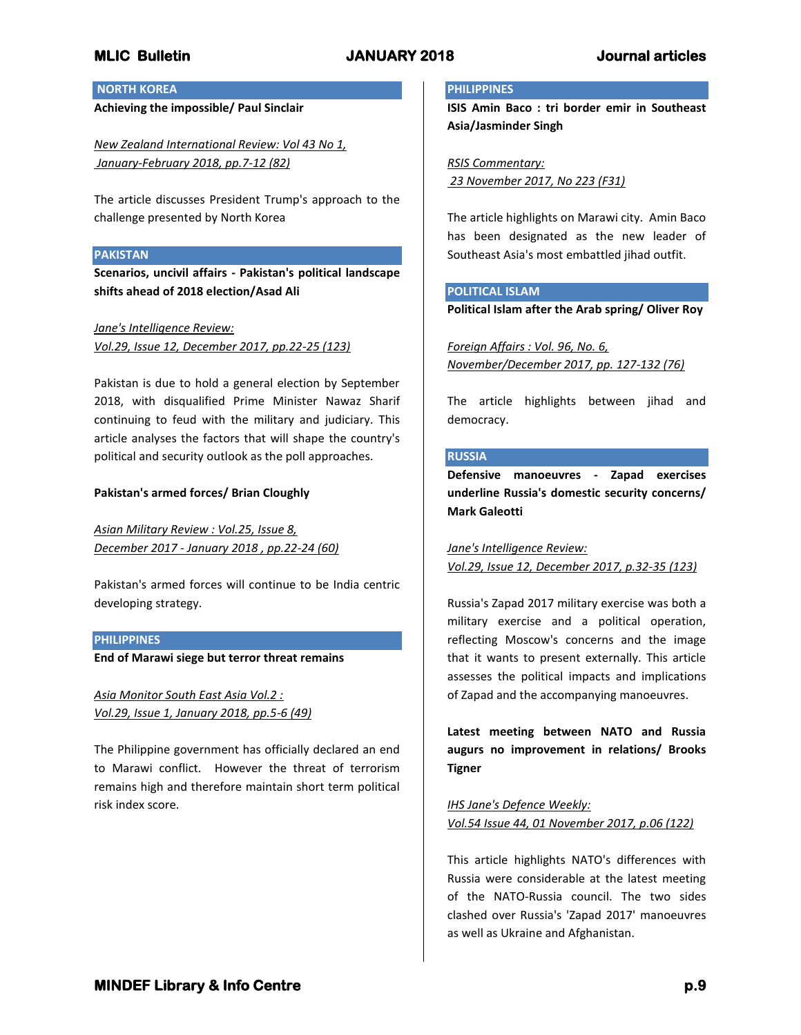## NORTH KOREA

**Achieving the impossible/ Paul Sinclair**

*New Zealand International Review: Vol 43 No 1, January-February 2018, pp.7-12 (82)*

The article discusses President Trump's approach to the challenge presented by North Korea

## PAKISTAN

**Scenarios, uncivil affairs - Pakistan's political landscape shifts ahead of 2018 election/Asad Ali**

*Jane's Intelligence Review: Vol.29, Issue 12, December 2017, pp.22-25 (123)*

Pakistan is due to hold a general election by September 2018, with disqualified Prime Minister Nawaz Sharif continuing to feud with the military and judiciary. This article analyses the factors that will shape the country's political and security outlook as the poll approaches.

**Pakistan's armed forces/ Brian Cloughly**

*Asian Military Review : Vol.25, Issue 8, December 2017 - January 2018 , pp.22-24 (60)*

Pakistan's armed forces will continue to be India centric developing strategy.

## PHILIPPINES

**End of Marawi siege but terror threat remains**

*Asia Monitor South East Asia Vol.2 : Vol.29, Issue 1, January 2018, pp.5-6 (49)*

The Philippine government has officially declared an end to Marawi conflict. However the threat of terrorism remains high and therefore maintain short term political risk index score.

## PHILIPPINES

**ISIS Amin Baco : tri border emir in Southeast Asia/Jasminder Singh**

*RSIS Commentary: 23 November 2017, No 223 (F31)*

The article highlights on Marawi city. Amin Baco has been designated as the new leader of Southeast Asia's most embattled jihad outfit.

## POLITICAL ISLAM

**Political Islam after the Arab spring/ Oliver Roy**

*Foreign Affairs : Vol. 96, No. 6, November/December 2017, pp. 127-132 (76)*

The article highlights between jihad and democracy.

## RUSSIA

**Defensive manoeuvres - Zapad exercises underline Russia's domestic security concerns/ Mark Galeotti**

*Jane's Intelligence Review: Vol.29, Issue 12, December 2017, p.32-35 (123)*

Russia's Zapad 2017 military exercise was both a military exercise and a political operation, reflecting Moscow's concerns and the image that it wants to present externally. This article assesses the political impacts and implications of Zapad and the accompanying manoeuvres.

**Latest meeting between NATO and Russia augurs no improvement in relations/ Brooks Tigner**

*IHS Jane's Defence Weekly: Vol.54 Issue 44, 01 November 2017, p.06 (122)*

This article highlights NATO's differences with Russia were considerable at the latest meeting of the NATO-Russia council. The two sides clashed over Russia's 'Zapad 2017' manoeuvres as well as Ukraine and Afghanistan.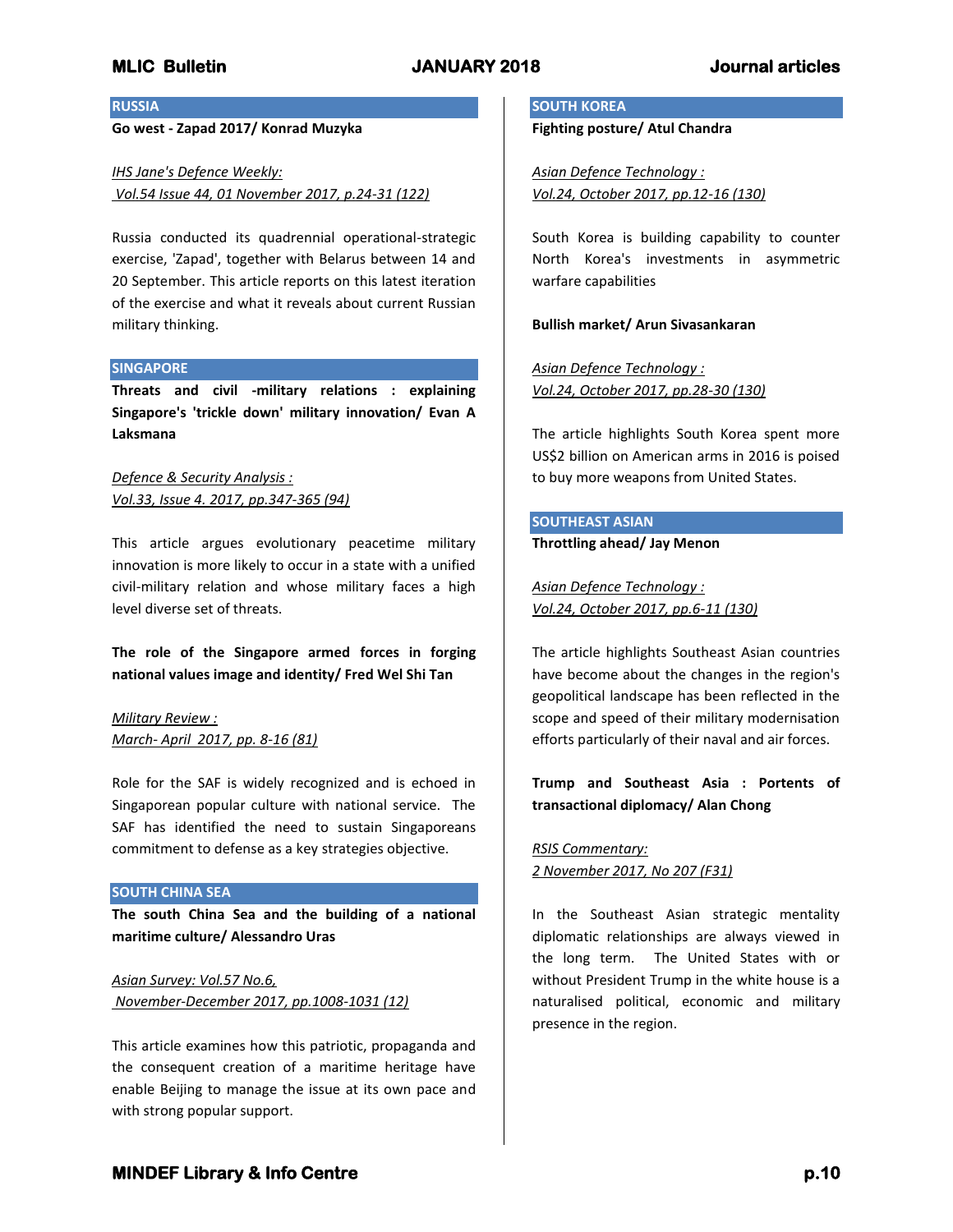## RUSSIA

**Go west - Zapad 2017/ Konrad Muzyka**

*IHS Jane's Defence Weekly:*
*Vol.54 Issue 44, 01 November 2017, p.24-31 (122)*

Russia conducted its quadrennial operational-strategic exercise, 'Zapad', together with Belarus between 14 and 20 September. This article reports on this latest iteration of the exercise and what it reveals about current Russian military thinking.

## SINGAPORE

**Threats and civil -military relations : explaining Singapore's 'trickle down' military innovation/ Evan A Laksmana**

*Defence & Security Analysis :*
*Vol.33, Issue 4. 2017, pp.347-365 (94)*

This article argues evolutionary peacetime military innovation is more likely to occur in a state with a unified civil-military relation and whose military faces a high level diverse set of threats.

**The role of the Singapore armed forces in forging national values image and identity/ Fred Wel Shi Tan**

*Military Review :*
*March- April 2017, pp. 8-16 (81)*

Role for the SAF is widely recognized and is echoed in Singaporean popular culture with national service. The SAF has identified the need to sustain Singaporeans commitment to defense as a key strategies objective.

## SOUTH CHINA SEA

**The south China Sea and the building of a national maritime culture/ Alessandro Uras**

*Asian Survey: Vol.57 No.6,*
*November-December 2017, pp.1008-1031 (12)*

This article examines how this patriotic, propaganda and the consequent creation of a maritime heritage have enable Beijing to manage the issue at its own pace and with strong popular support.

## SOUTH KOREA

**Fighting posture/ Atul Chandra**

*Asian Defence Technology :*
*Vol.24, October 2017, pp.12-16 (130)*

South Korea is building capability to counter North Korea's investments in asymmetric warfare capabilities

**Bullish market/ Arun Sivasankaran**

*Asian Defence Technology :*
*Vol.24, October 2017, pp.28-30 (130)*

The article highlights South Korea spent more US$2 billion on American arms in 2016 is poised to buy more weapons from United States.

## SOUTHEAST ASIAN

**Throttling ahead/ Jay Menon**

*Asian Defence Technology :*
*Vol.24, October 2017, pp.6-11 (130)*

The article highlights Southeast Asian countries have become about the changes in the region's geopolitical landscape has been reflected in the scope and speed of their military modernisation efforts particularly of their naval and air forces.

**Trump and Southeast Asia : Portents of transactional diplomacy/ Alan Chong**

*RSIS Commentary:*
*2 November 2017, No 207 (F31)*

In the Southeast Asian strategic mentality diplomatic relationships are always viewed in the long term. The United States with or without President Trump in the white house is a naturalised political, economic and military presence in the region.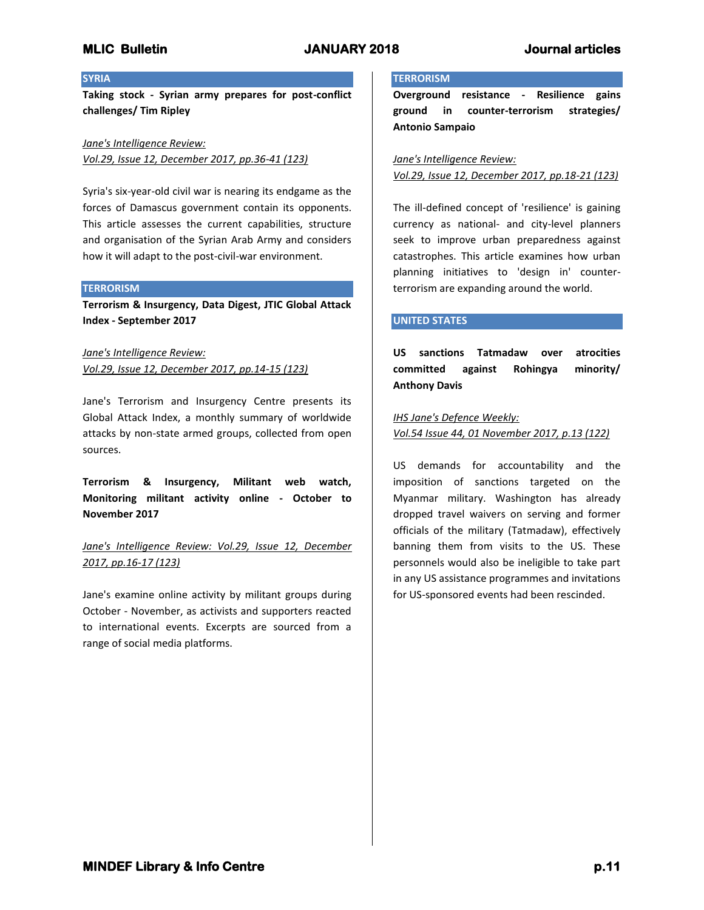## SYRIA

**Taking stock - Syrian army prepares for post-conflict challenges/ Tim Ripley**

*Jane's Intelligence Review:*
*Vol.29, Issue 12, December 2017, pp.36-41 (123)*

Syria's six-year-old civil war is nearing its endgame as the forces of Damascus government contain its opponents. This article assesses the current capabilities, structure and organisation of the Syrian Arab Army and considers how it will adapt to the post-civil-war environment.

## TERRORISM

**Terrorism & Insurgency, Data Digest, JTIC Global Attack Index - September 2017**

*Jane's Intelligence Review:*
*Vol.29, Issue 12, December 2017, pp.14-15 (123)*

Jane's Terrorism and Insurgency Centre presents its Global Attack Index, a monthly summary of worldwide attacks by non-state armed groups, collected from open sources.

**Terrorism & Insurgency, Militant web watch, Monitoring militant activity online - October to November 2017**

*Jane's Intelligence Review: Vol.29, Issue 12, December 2017, pp.16-17 (123)*

Jane's examine online activity by militant groups during October - November, as activists and supporters reacted to international events. Excerpts are sourced from a range of social media platforms.

## TERRORISM

**Overground resistance - Resilience gains ground in counter-terrorism strategies/ Antonio Sampaio**

*Jane's Intelligence Review:*
*Vol.29, Issue 12, December 2017, pp.18-21 (123)*

The ill-defined concept of 'resilience' is gaining currency as national- and city-level planners seek to improve urban preparedness against catastrophes. This article examines how urban planning initiatives to 'design in' counter-terrorism are expanding around the world.

## UNITED STATES

**US sanctions Tatmadaw over atrocities committed against Rohingya minority/ Anthony Davis**

*IHS Jane's Defence Weekly:*
*Vol.54 Issue 44, 01 November 2017, p.13 (122)*

US demands for accountability and the imposition of sanctions targeted on the Myanmar military. Washington has already dropped travel waivers on serving and former officials of the military (Tatmadaw), effectively banning them from visits to the US. These personnels would also be ineligible to take part in any US assistance programmes and invitations for US-sponsored events had been rescinded.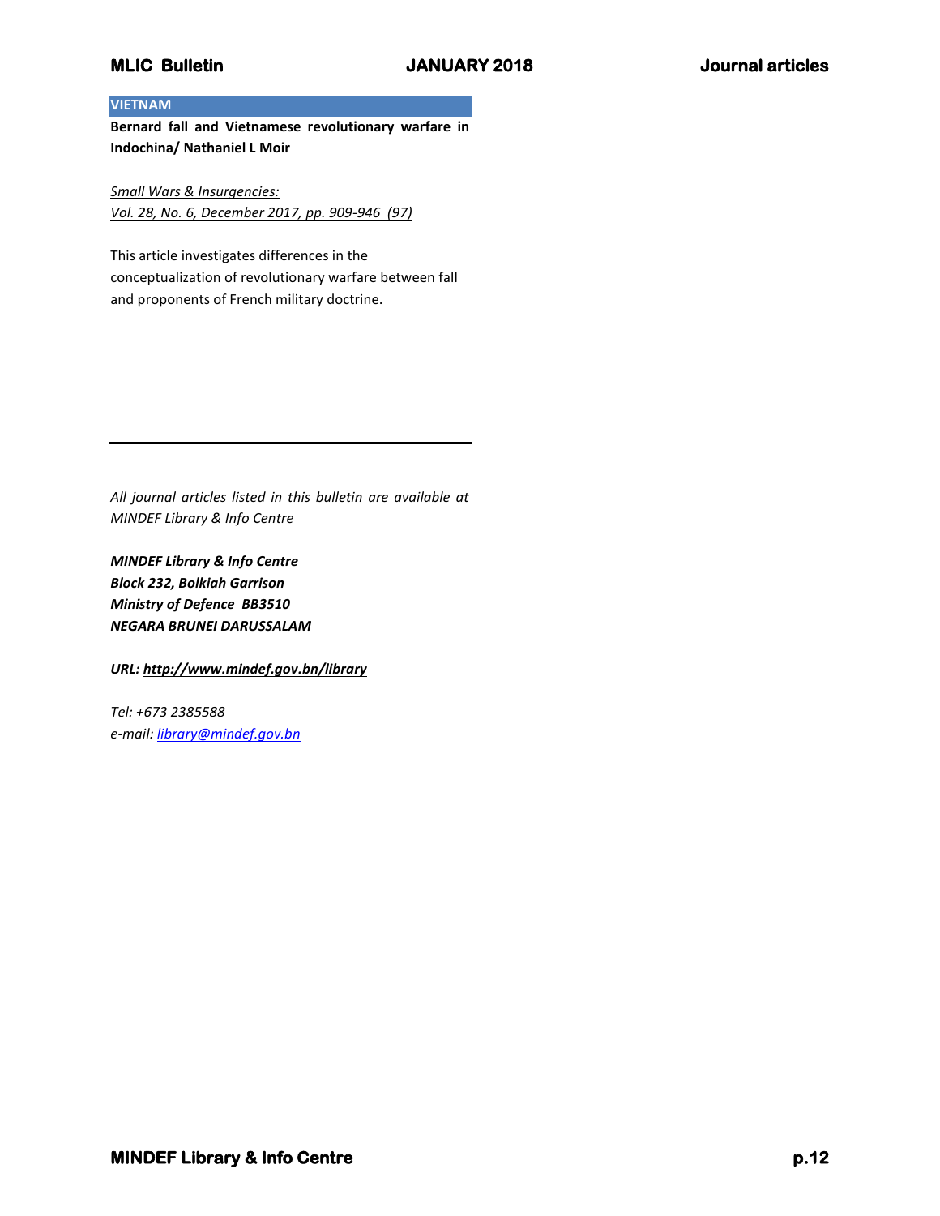## VIETNAM

**Bernard fall and Vietnamese revolutionary warfare in Indochina/ Nathaniel L Moir**

*Small Wars & Insurgencies:*
*Vol. 28, No. 6, December 2017, pp. 909-946 (97)*

This article investigates differences in the conceptualization of revolutionary warfare between fall and proponents of French military doctrine.

---

*All journal articles listed in this bulletin are available at MINDEF Library & Info Centre*

***MINDEF Library & Info Centre***
***Block 232, Bolkiah Garrison***
***Ministry of Defence BB3510***
***NEGARA BRUNEI DARUSSALAM***

***URL: http://www.mindef.gov.bn/library***

*Tel: +673 2385588*
*e-mail: library@mindef.gov.bn*